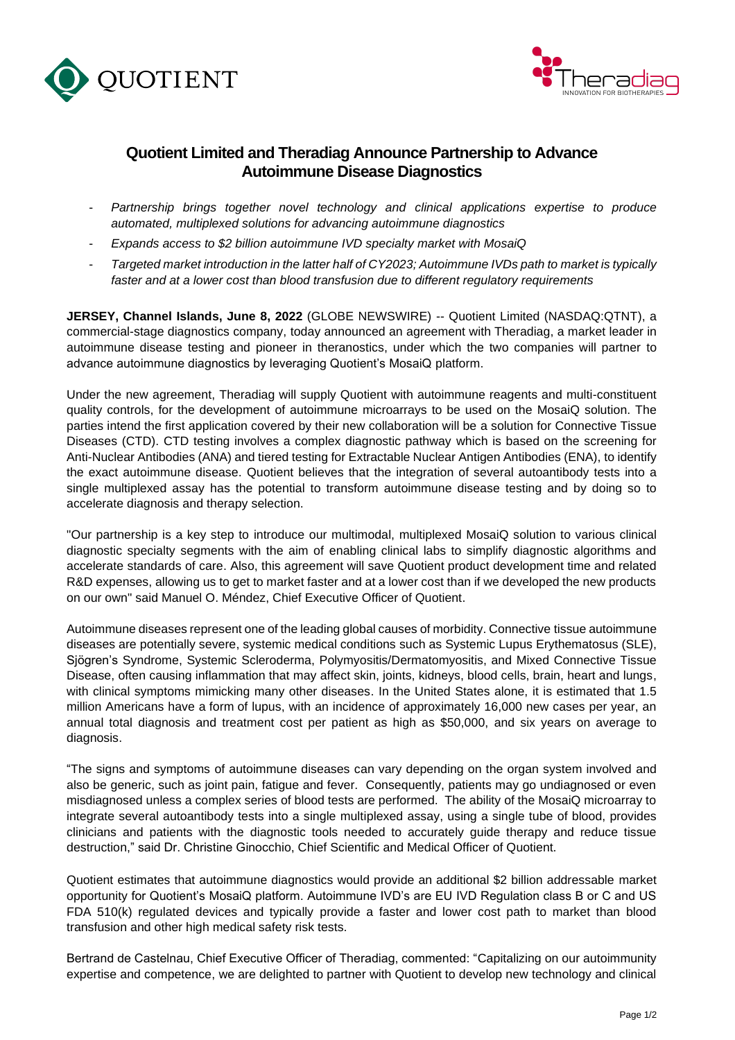# Quotient Limited and Theradiag Announce Partnership to Advance Autoimmune Disease Diagnostics

- *Partnership brings together novel technology and clinical applications expertise to produce automated, multiplexed solutions for advancing autoimmune diagnostics*
- *Expands access to $2 billion autoimmune IVD specialty market with MosaiQ*
- *Targeted market introduction in the latter half of CY2023; Autoimmune IVDs path to market is typically faster and at a lower cost than blood transfusion due to different regulatory requirements*

**JERSEY, Channel Islands, June 8, 2022** (GLOBE NEWSWIRE) -- Quotient Limited (NASDAQ:QTNT), a commercial-stage diagnostics company, today announced an agreement with Theradiag, a market leader in autoimmune disease testing and pioneer in theranostics, under which the two companies will partner to advance autoimmune diagnostics by leveraging Quotient's MosaiQ platform.

Under the new agreement, Theradiag will supply Quotient with autoimmune reagents and multi-constituent quality controls, for the development of autoimmune microarrays to be used on the MosaiQ solution. The parties intend the first application covered by their new collaboration will be a solution for Connective Tissue Diseases (CTD). CTD testing involves a complex diagnostic pathway which is based on the screening for Anti-Nuclear Antibodies (ANA) and tiered testing for Extractable Nuclear Antigen Antibodies (ENA), to identify the exact autoimmune disease. Quotient believes that the integration of several autoantibody tests into a single multiplexed assay has the potential to transform autoimmune disease testing and by doing so to accelerate diagnosis and therapy selection.

"Our partnership is a key step to introduce our multimodal, multiplexed MosaiQ solution to various clinical diagnostic specialty segments with the aim of enabling clinical labs to simplify diagnostic algorithms and accelerate standards of care. Also, this agreement will save Quotient product development time and related R&D expenses, allowing us to get to market faster and at a lower cost than if we developed the new products on our own" said Manuel O. Méndez, Chief Executive Officer of Quotient.

Autoimmune diseases represent one of the leading global causes of morbidity. Connective tissue autoimmune diseases are potentially severe, systemic medical conditions such as Systemic Lupus Erythematosus (SLE), Sjögren's Syndrome, Systemic Scleroderma, Polymyositis/Dermatomyositis, and Mixed Connective Tissue Disease, often causing inflammation that may affect skin, joints, kidneys, blood cells, brain, heart and lungs, with clinical symptoms mimicking many other diseases. In the United States alone, it is estimated that 1.5 million Americans have a form of lupus, with an incidence of approximately 16,000 new cases per year, an annual total diagnosis and treatment cost per patient as high as $50,000, and six years on average to diagnosis.

"The signs and symptoms of autoimmune diseases can vary depending on the organ system involved and also be generic, such as joint pain, fatigue and fever. Consequently, patients may go undiagnosed or even misdiagnosed unless a complex series of blood tests are performed. The ability of the MosaiQ microarray to integrate several autoantibody tests into a single multiplexed assay, using a single tube of blood, provides clinicians and patients with the diagnostic tools needed to accurately guide therapy and reduce tissue destruction," said Dr. Christine Ginocchio, Chief Scientific and Medical Officer of Quotient.

Quotient estimates that autoimmune diagnostics would provide an additional $2 billion addressable market opportunity for Quotient's MosaiQ platform. Autoimmune IVD's are EU IVD Regulation class B or C and US FDA 510(k) regulated devices and typically provide a faster and lower cost path to market than blood transfusion and other high medical safety risk tests.

Bertrand de Castelnau, Chief Executive Officer of Theradiag, commented: "Capitalizing on our autoimmunity expertise and competence, we are delighted to partner with Quotient to develop new technology and clinical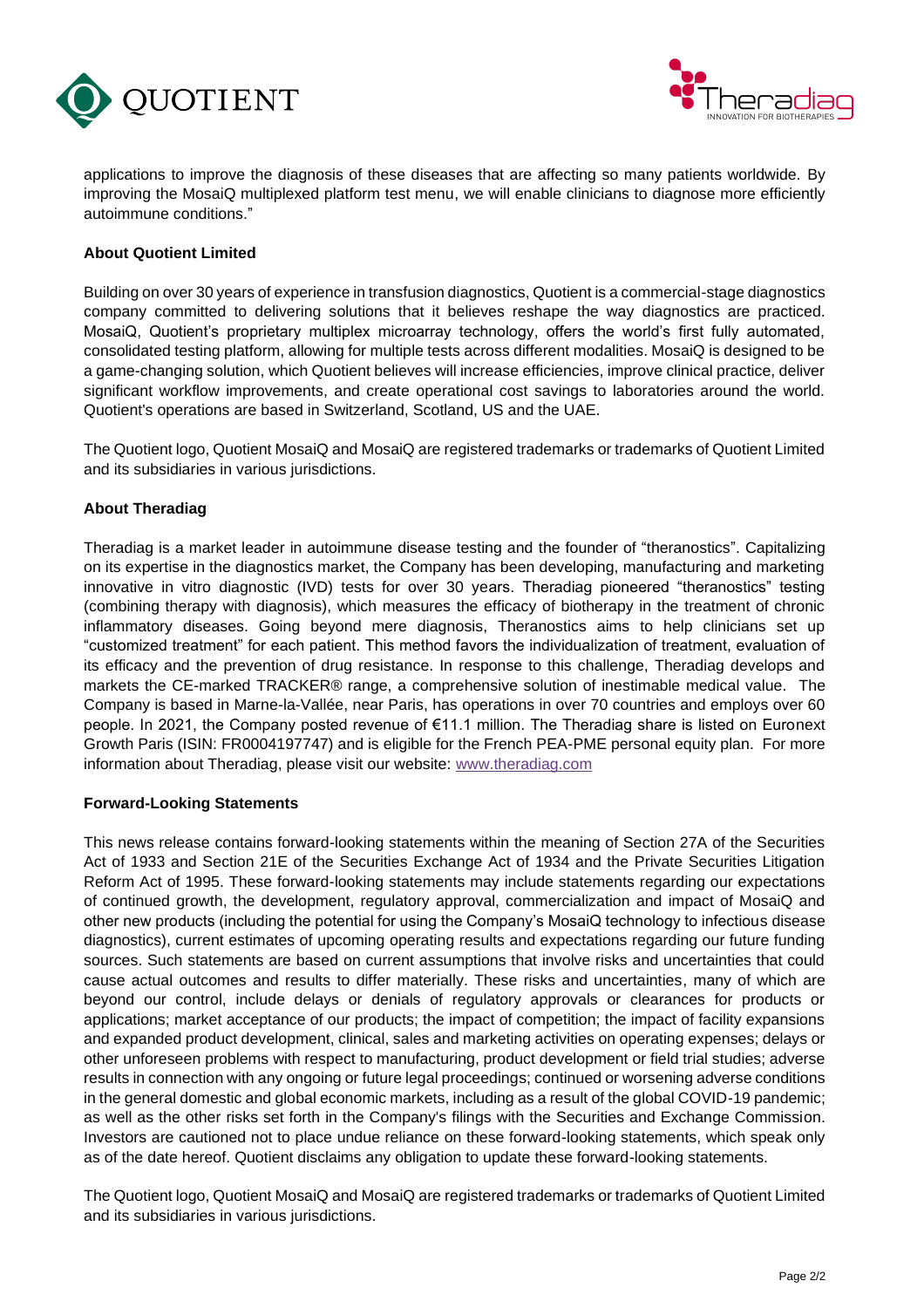applications to improve the diagnosis of these diseases that are affecting so many patients worldwide. By improving the MosaiQ multiplexed platform test menu, we will enable clinicians to diagnose more efficiently autoimmune conditions."

**About Quotient Limited**

Building on over 30 years of experience in transfusion diagnostics, Quotient is a commercial-stage diagnostics company committed to delivering solutions that it believes reshape the way diagnostics are practiced. MosaiQ, Quotient's proprietary multiplex microarray technology, offers the world's first fully automated, consolidated testing platform, allowing for multiple tests across different modalities. MosaiQ is designed to be a game-changing solution, which Quotient believes will increase efficiencies, improve clinical practice, deliver significant workflow improvements, and create operational cost savings to laboratories around the world. Quotient's operations are based in Switzerland, Scotland, US and the UAE.

The Quotient logo, Quotient MosaiQ and MosaiQ are registered trademarks or trademarks of Quotient Limited and its subsidiaries in various jurisdictions.

**About Theradiag**

Theradiag is a market leader in autoimmune disease testing and the founder of "theranostics". Capitalizing on its expertise in the diagnostics market, the Company has been developing, manufacturing and marketing innovative in vitro diagnostic (IVD) tests for over 30 years. Theradiag pioneered "theranostics" testing (combining therapy with diagnosis), which measures the efficacy of biotherapy in the treatment of chronic inflammatory diseases. Going beyond mere diagnosis, Theranostics aims to help clinicians set up "customized treatment" for each patient. This method favors the individualization of treatment, evaluation of its efficacy and the prevention of drug resistance. In response to this challenge, Theradiag develops and markets the CE-marked TRACKER® range, a comprehensive solution of inestimable medical value. The Company is based in Marne-la-Vallée, near Paris, has operations in over 70 countries and employs over 60 people. In 2021, the Company posted revenue of €11.1 million. The Theradiag share is listed on Euronext Growth Paris (ISIN: FR0004197747) and is eligible for the French PEA-PME personal equity plan. For more information about Theradiag, please visit our website: www.theradiag.com

**Forward-Looking Statements**

This news release contains forward-looking statements within the meaning of Section 27A of the Securities Act of 1933 and Section 21E of the Securities Exchange Act of 1934 and the Private Securities Litigation Reform Act of 1995. These forward-looking statements may include statements regarding our expectations of continued growth, the development, regulatory approval, commercialization and impact of MosaiQ and other new products (including the potential for using the Company's MosaiQ technology to infectious disease diagnostics), current estimates of upcoming operating results and expectations regarding our future funding sources. Such statements are based on current assumptions that involve risks and uncertainties that could cause actual outcomes and results to differ materially. These risks and uncertainties, many of which are beyond our control, include delays or denials of regulatory approvals or clearances for products or applications; market acceptance of our products; the impact of competition; the impact of facility expansions and expanded product development, clinical, sales and marketing activities on operating expenses; delays or other unforeseen problems with respect to manufacturing, product development or field trial studies; adverse results in connection with any ongoing or future legal proceedings; continued or worsening adverse conditions in the general domestic and global economic markets, including as a result of the global COVID-19 pandemic; as well as the other risks set forth in the Company's filings with the Securities and Exchange Commission. Investors are cautioned not to place undue reliance on these forward-looking statements, which speak only as of the date hereof. Quotient disclaims any obligation to update these forward-looking statements.

The Quotient logo, Quotient MosaiQ and MosaiQ are registered trademarks or trademarks of Quotient Limited and its subsidiaries in various jurisdictions.